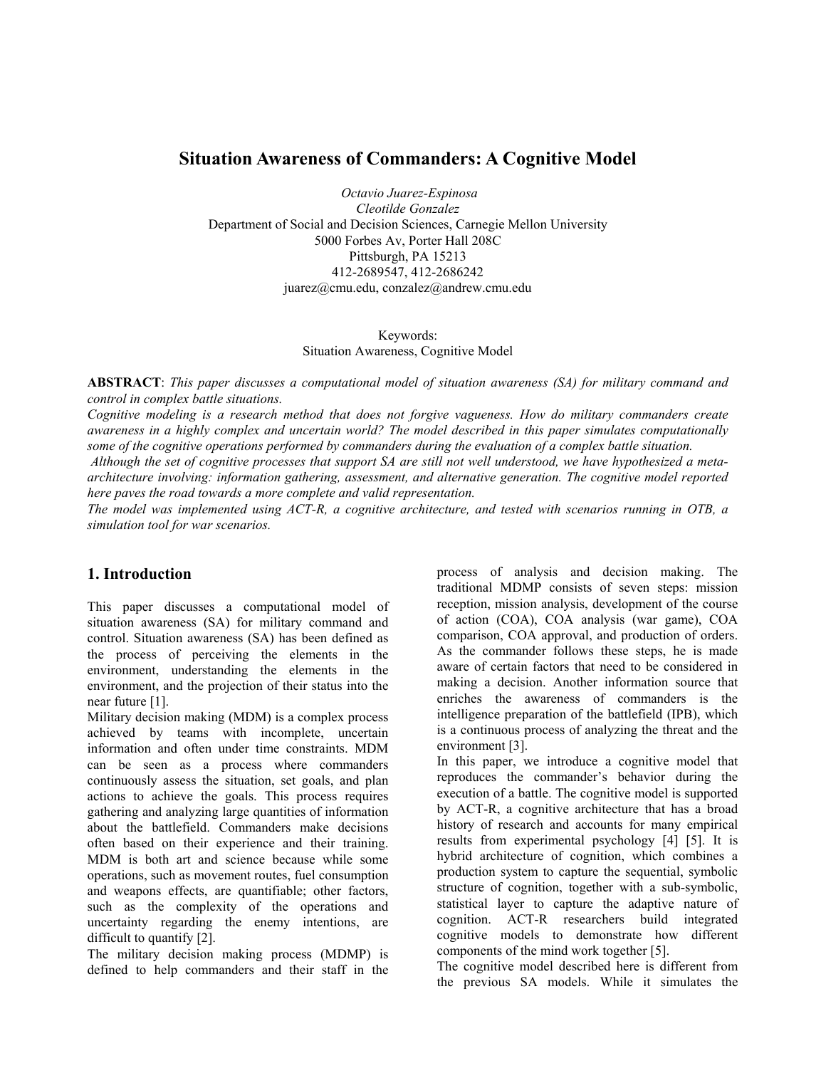# Situation Awareness of Commanders: A Cognitive Model

*Octavio Juarez-Espinosa*
*Cleotilde Gonzalez*
Department of Social and Decision Sciences, Carnegie Mellon University
5000 Forbes Av, Porter Hall 208C
Pittsburgh, PA 15213
412-2689547, 412-2686242
juarez@cmu.edu, conzalez@andrew.cmu.edu

Keywords:
Situation Awareness, Cognitive Model

**ABSTRACT**: *This paper discusses a computational model of situation awareness (SA) for military command and control in complex battle situations.*
*Cognitive modeling is a research method that does not forgive vagueness. How do military commanders create awareness in a highly complex and uncertain world? The model described in this paper simulates computationally some of the cognitive operations performed by commanders during the evaluation of a complex battle situation.*
*Although the set of cognitive processes that support SA are still not well understood, we have hypothesized a meta-architecture involving: information gathering, assessment, and alternative generation. The cognitive model reported here paves the road towards a more complete and valid representation.*
*The model was implemented using ACT-R, a cognitive architecture, and tested with scenarios running in OTB, a simulation tool for war scenarios.*

## 1. Introduction

This paper discusses a computational model of situation awareness (SA) for military command and control. Situation awareness (SA) has been defined as the process of perceiving the elements in the environment, understanding the elements in the environment, and the projection of their status into the near future [1].
Military decision making (MDM) is a complex process achieved by teams with incomplete, uncertain information and often under time constraints. MDM can be seen as a process where commanders continuously assess the situation, set goals, and plan actions to achieve the goals. This process requires gathering and analyzing large quantities of information about the battlefield. Commanders make decisions often based on their experience and their training. MDM is both art and science because while some operations, such as movement routes, fuel consumption and weapons effects, are quantifiable; other factors, such as the complexity of the operations and uncertainty regarding the enemy intentions, are difficult to quantify [2].
The military decision making process (MDMP) is defined to help commanders and their staff in the process of analysis and decision making. The traditional MDMP consists of seven steps: mission reception, mission analysis, development of the course of action (COA), COA analysis (war game), COA comparison, COA approval, and production of orders. As the commander follows these steps, he is made aware of certain factors that need to be considered in making a decision. Another information source that enriches the awareness of commanders is the intelligence preparation of the battlefield (IPB), which is a continuous process of analyzing the threat and the environment [3].
In this paper, we introduce a cognitive model that reproduces the commander's behavior during the execution of a battle. The cognitive model is supported by ACT-R, a cognitive architecture that has a broad history of research and accounts for many empirical results from experimental psychology [4] [5]. It is hybrid architecture of cognition, which combines a production system to capture the sequential, symbolic structure of cognition, together with a sub-symbolic, statistical layer to capture the adaptive nature of cognition. ACT-R researchers build integrated cognitive models to demonstrate how different components of the mind work together [5].
The cognitive model described here is different from the previous SA models. While it simulates the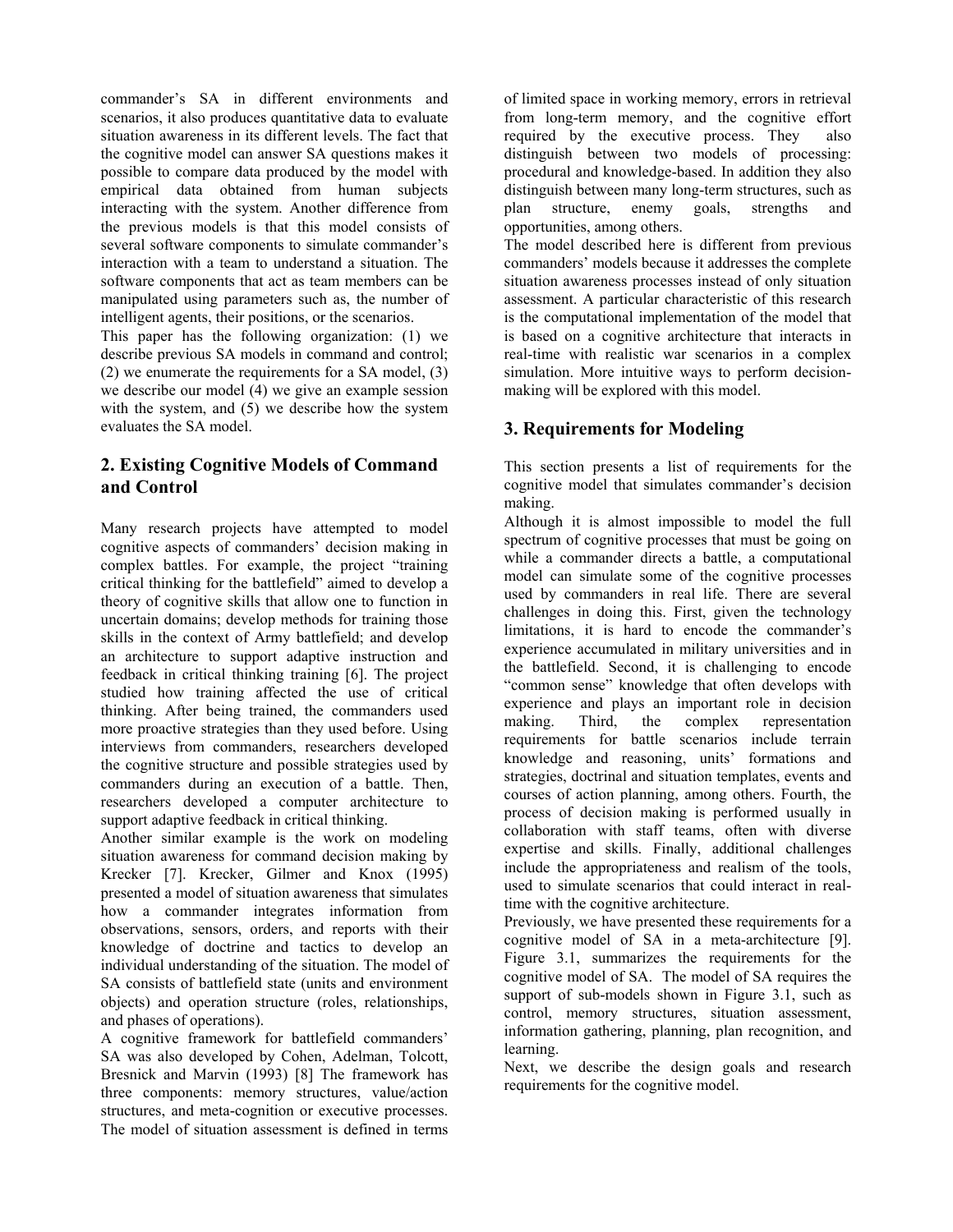commander's SA in different environments and scenarios, it also produces quantitative data to evaluate situation awareness in its different levels. The fact that the cognitive model can answer SA questions makes it possible to compare data produced by the model with empirical data obtained from human subjects interacting with the system. Another difference from the previous models is that this model consists of several software components to simulate commander's interaction with a team to understand a situation. The software components that act as team members can be manipulated using parameters such as, the number of intelligent agents, their positions, or the scenarios.

This paper has the following organization: (1) we describe previous SA models in command and control; (2) we enumerate the requirements for a SA model, (3) we describe our model (4) we give an example session with the system, and (5) we describe how the system evaluates the SA model.

## 2. Existing Cognitive Models of Command and Control

Many research projects have attempted to model cognitive aspects of commanders' decision making in complex battles. For example, the project "training critical thinking for the battlefield" aimed to develop a theory of cognitive skills that allow one to function in uncertain domains; develop methods for training those skills in the context of Army battlefield; and develop an architecture to support adaptive instruction and feedback in critical thinking training [6]. The project studied how training affected the use of critical thinking. After being trained, the commanders used more proactive strategies than they used before. Using interviews from commanders, researchers developed the cognitive structure and possible strategies used by commanders during an execution of a battle. Then, researchers developed a computer architecture to support adaptive feedback in critical thinking.

Another similar example is the work on modeling situation awareness for command decision making by Krecker [7]. Krecker, Gilmer and Knox (1995) presented a model of situation awareness that simulates how a commander integrates information from observations, sensors, orders, and reports with their knowledge of doctrine and tactics to develop an individual understanding of the situation. The model of SA consists of battlefield state (units and environment objects) and operation structure (roles, relationships, and phases of operations).

A cognitive framework for battlefield commanders' SA was also developed by Cohen, Adelman, Tolcott, Bresnick and Marvin (1993) [8] The framework has three components: memory structures, value/action structures, and meta-cognition or executive processes. The model of situation assessment is defined in terms of limited space in working memory, errors in retrieval from long-term memory, and the cognitive effort required by the executive process. They also distinguish between two models of processing: procedural and knowledge-based. In addition they also distinguish between many long-term structures, such as plan structure, enemy goals, strengths and opportunities, among others.

The model described here is different from previous commanders' models because it addresses the complete situation awareness processes instead of only situation assessment. A particular characteristic of this research is the computational implementation of the model that is based on a cognitive architecture that interacts in real-time with realistic war scenarios in a complex simulation. More intuitive ways to perform decision-making will be explored with this model.

## 3. Requirements for Modeling

This section presents a list of requirements for the cognitive model that simulates commander's decision making.

Although it is almost impossible to model the full spectrum of cognitive processes that must be going on while a commander directs a battle, a computational model can simulate some of the cognitive processes used by commanders in real life. There are several challenges in doing this. First, given the technology limitations, it is hard to encode the commander's experience accumulated in military universities and in the battlefield. Second, it is challenging to encode "common sense" knowledge that often develops with experience and plays an important role in decision making. Third, the complex representation requirements for battle scenarios include terrain knowledge and reasoning, units' formations and strategies, doctrinal and situation templates, events and courses of action planning, among others. Fourth, the process of decision making is performed usually in collaboration with staff teams, often with diverse expertise and skills. Finally, additional challenges include the appropriateness and realism of the tools, used to simulate scenarios that could interact in real-time with the cognitive architecture.

Previously, we have presented these requirements for a cognitive model of SA in a meta-architecture [9]. Figure 3.1, summarizes the requirements for the cognitive model of SA. The model of SA requires the support of sub-models shown in Figure 3.1, such as control, memory structures, situation assessment, information gathering, planning, plan recognition, and learning.

Next, we describe the design goals and research requirements for the cognitive model.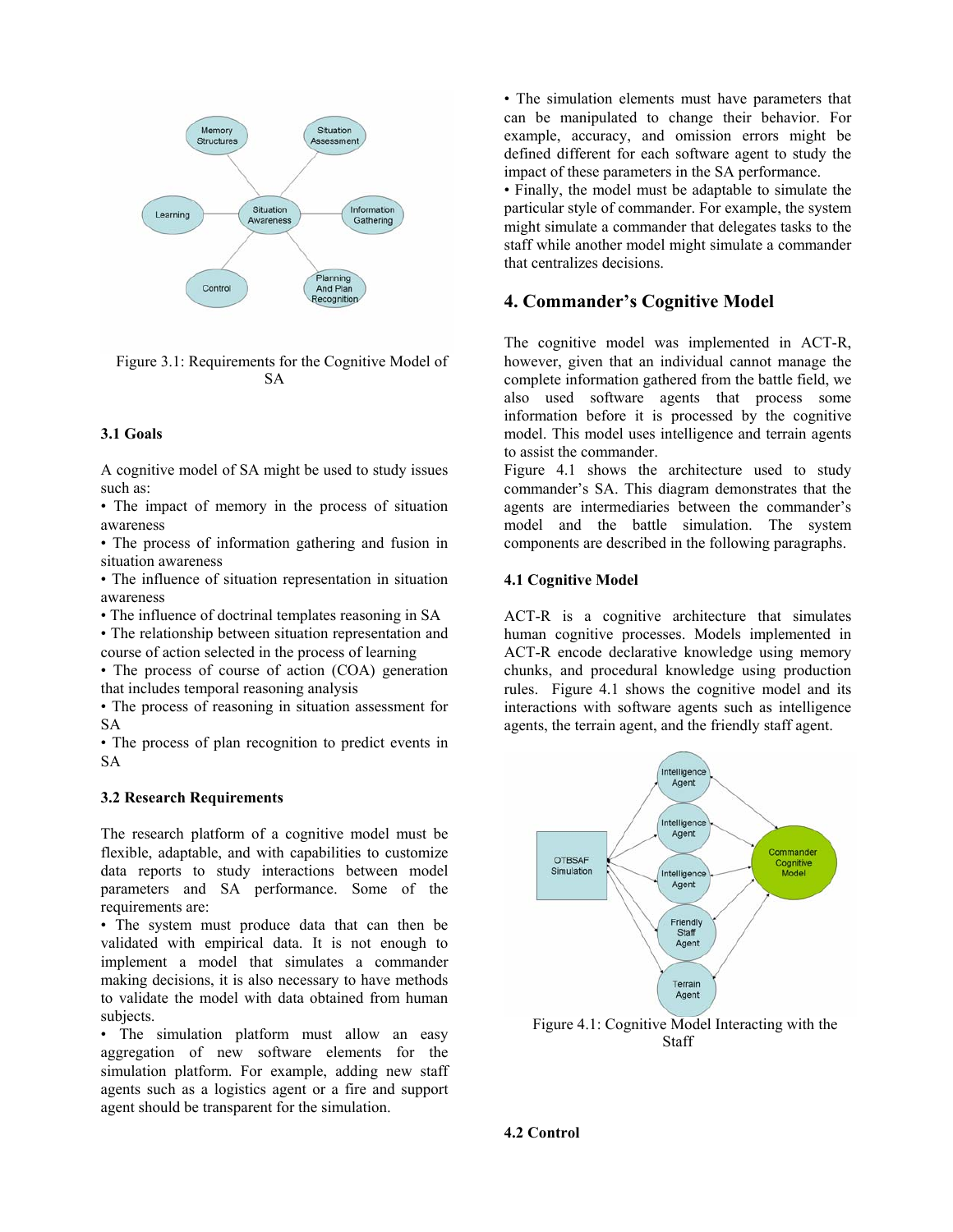Figure 3.1: Requirements for the Cognitive Model of SA

### 3.1 Goals

A cognitive model of SA might be used to study issues such as:

- The impact of memory in the process of situation awareness
- The process of information gathering and fusion in situation awareness
- The influence of situation representation in situation awareness
- The influence of doctrinal templates reasoning in SA
- The relationship between situation representation and course of action selected in the process of learning
- The process of course of action (COA) generation that includes temporal reasoning analysis
- The process of reasoning in situation assessment for SA
- The process of plan recognition to predict events in SA

### 3.2 Research Requirements

The research platform of a cognitive model must be flexible, adaptable, and with capabilities to customize data reports to study interactions between model parameters and SA performance. Some of the requirements are:

- The system must produce data that can then be validated with empirical data. It is not enough to implement a model that simulates a commander making decisions, it is also necessary to have methods to validate the model with data obtained from human subjects.
- The simulation platform must allow an easy aggregation of new software elements for the simulation platform. For example, adding new staff agents such as a logistics agent or a fire and support agent should be transparent for the simulation.
- The simulation elements must have parameters that can be manipulated to change their behavior. For example, accuracy, and omission errors might be defined different for each software agent to study the impact of these parameters in the SA performance.
- Finally, the model must be adaptable to simulate the particular style of commander. For example, the system might simulate a commander that delegates tasks to the staff while another model might simulate a commander that centralizes decisions.

## 4. Commander's Cognitive Model

The cognitive model was implemented in ACT-R, however, given that an individual cannot manage the complete information gathered from the battle field, we also used software agents that process some information before it is processed by the cognitive model. This model uses intelligence and terrain agents to assist the commander.

Figure 4.1 shows the architecture used to study commander's SA. This diagram demonstrates that the agents are intermediaries between the commander's model and the battle simulation. The system components are described in the following paragraphs.

### 4.1 Cognitive Model

ACT-R is a cognitive architecture that simulates human cognitive processes. Models implemented in ACT-R encode declarative knowledge using memory chunks, and procedural knowledge using production rules. Figure 4.1 shows the cognitive model and its interactions with software agents such as intelligence agents, the terrain agent, and the friendly staff agent.

Figure 4.1: Cognitive Model Interacting with the Staff

### 4.2 Control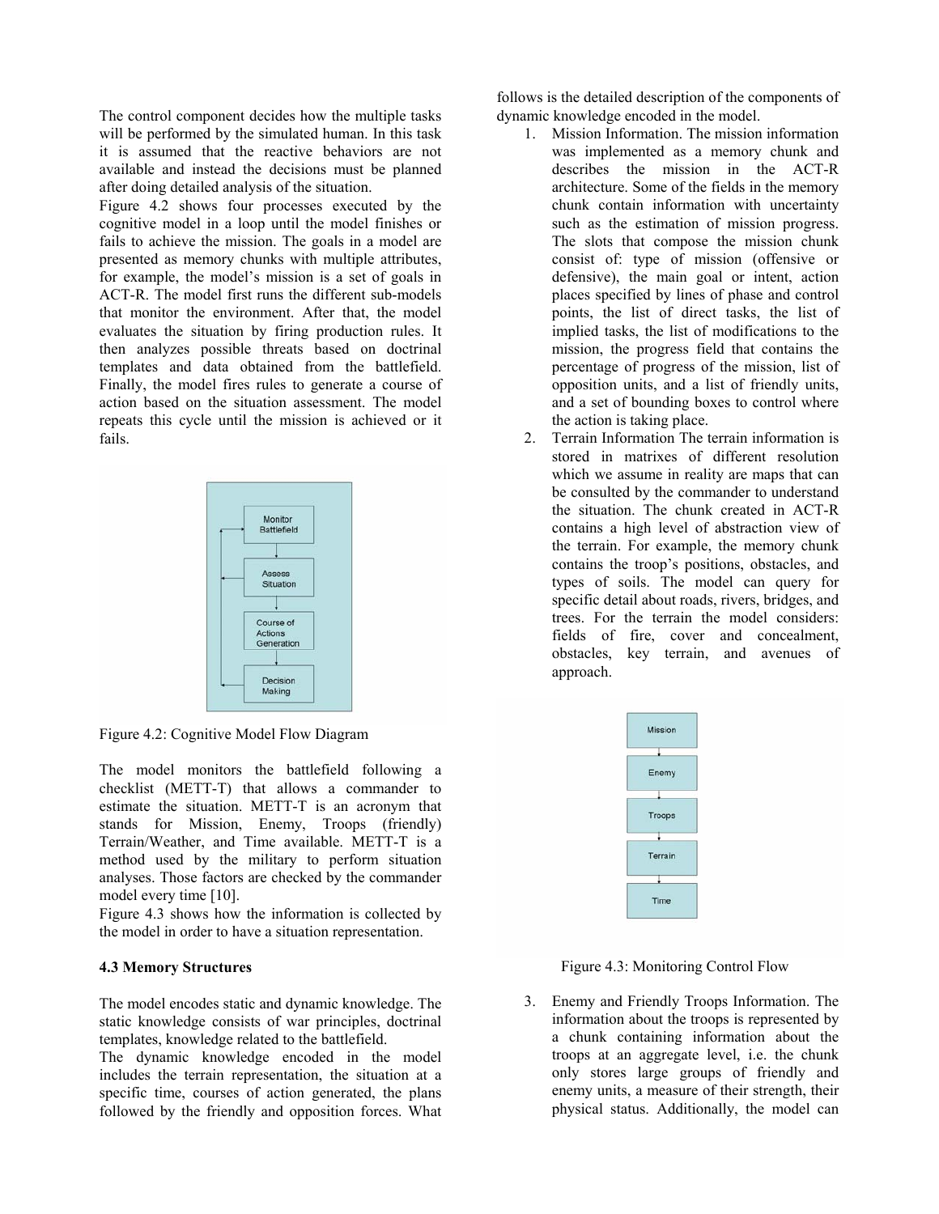The control component decides how the multiple tasks will be performed by the simulated human. In this task it is assumed that the reactive behaviors are not available and instead the decisions must be planned after doing detailed analysis of the situation.

Figure 4.2 shows four processes executed by the cognitive model in a loop until the model finishes or fails to achieve the mission. The goals in a model are presented as memory chunks with multiple attributes, for example, the model's mission is a set of goals in ACT-R. The model first runs the different sub-models that monitor the environment. After that, the model evaluates the situation by firing production rules. It then analyzes possible threats based on doctrinal templates and data obtained from the battlefield. Finally, the model fires rules to generate a course of action based on the situation assessment. The model repeats this cycle until the mission is achieved or it fails.

Figure 4.2: Cognitive Model Flow Diagram

The model monitors the battlefield following a checklist (METT-T) that allows a commander to estimate the situation. METT-T is an acronym that stands for Mission, Enemy, Troops (friendly) Terrain/Weather, and Time available. METT-T is a method used by the military to perform situation analyses. Those factors are checked by the commander model every time [10].

Figure 4.3 shows how the information is collected by the model in order to have a situation representation.

### 4.3 Memory Structures

The model encodes static and dynamic knowledge. The static knowledge consists of war principles, doctrinal templates, knowledge related to the battlefield.

The dynamic knowledge encoded in the model includes the terrain representation, the situation at a specific time, courses of action generated, the plans followed by the friendly and opposition forces. What follows is the detailed description of the components of dynamic knowledge encoded in the model.

1. Mission Information. The mission information was implemented as a memory chunk and describes the mission in the ACT-R architecture. Some of the fields in the memory chunk contain information with uncertainty such as the estimation of mission progress. The slots that compose the mission chunk consist of: type of mission (offensive or defensive), the main goal or intent, action places specified by lines of phase and control points, the list of direct tasks, the list of implied tasks, the list of modifications to the mission, the progress field that contains the percentage of progress of the mission, list of opposition units, and a list of friendly units, and a set of bounding boxes to control where the action is taking place.
2. Terrain Information The terrain information is stored in matrixes of different resolution which we assume in reality are maps that can be consulted by the commander to understand the situation. The chunk created in ACT-R contains a high level of abstraction view of the terrain. For example, the memory chunk contains the troop's positions, obstacles, and types of soils. The model can query for specific detail about roads, rivers, bridges, and trees. For the terrain the model considers: fields of fire, cover and concealment, obstacles, key terrain, and avenues of approach.

Figure 4.3: Monitoring Control Flow

3. Enemy and Friendly Troops Information. The information about the troops is represented by a chunk containing information about the troops at an aggregate level, i.e. the chunk only stores large groups of friendly and enemy units, a measure of their strength, their physical status. Additionally, the model can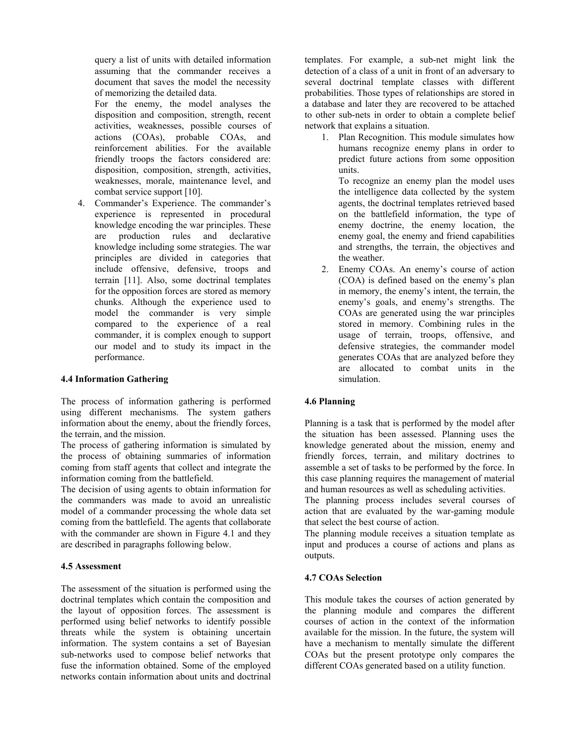query a list of units with detailed information assuming that the commander receives a document that saves the model the necessity of memorizing the detailed data.

For the enemy, the model analyses the disposition and composition, strength, recent activities, weaknesses, possible courses of actions (COAs), probable COAs, and reinforcement abilities. For the available friendly troops the factors considered are: disposition, composition, strength, activities, weaknesses, morale, maintenance level, and combat service support [10].

4. Commander's Experience. The commander's experience is represented in procedural knowledge encoding the war principles. These are production rules and declarative knowledge including some strategies. The war principles are divided in categories that include offensive, defensive, troops and terrain [11]. Also, some doctrinal templates for the opposition forces are stored as memory chunks. Although the experience used to model the commander is very simple compared to the experience of a real commander, it is complex enough to support our model and to study its impact in the performance.

### 4.4 Information Gathering

The process of information gathering is performed using different mechanisms. The system gathers information about the enemy, about the friendly forces, the terrain, and the mission.

The process of gathering information is simulated by the process of obtaining summaries of information coming from staff agents that collect and integrate the information coming from the battlefield.

The decision of using agents to obtain information for the commanders was made to avoid an unrealistic model of a commander processing the whole data set coming from the battlefield. The agents that collaborate with the commander are shown in Figure 4.1 and they are described in paragraphs following below.

### 4.5 Assessment

The assessment of the situation is performed using the doctrinal templates which contain the composition and the layout of opposition forces. The assessment is performed using belief networks to identify possible threats while the system is obtaining uncertain information. The system contains a set of Bayesian sub-networks used to compose belief networks that fuse the information obtained. Some of the employed networks contain information about units and doctrinal templates. For example, a sub-net might link the detection of a class of a unit in front of an adversary to several doctrinal template classes with different probabilities. Those types of relationships are stored in a database and later they are recovered to be attached to other sub-nets in order to obtain a complete belief network that explains a situation.

1. Plan Recognition. This module simulates how humans recognize enemy plans in order to predict future actions from some opposition units.

   To recognize an enemy plan the model uses the intelligence data collected by the system agents, the doctrinal templates retrieved based on the battlefield information, the type of enemy doctrine, the enemy location, the enemy goal, the enemy and friend capabilities and strengths, the terrain, the objectives and the weather.

2. Enemy COAs. An enemy's course of action (COA) is defined based on the enemy's plan in memory, the enemy's intent, the terrain, the enemy's goals, and enemy's strengths. The COAs are generated using the war principles stored in memory. Combining rules in the usage of terrain, troops, offensive, and defensive strategies, the commander model generates COAs that are analyzed before they are allocated to combat units in the simulation.

### 4.6 Planning

Planning is a task that is performed by the model after the situation has been assessed. Planning uses the knowledge generated about the mission, enemy and friendly forces, terrain, and military doctrines to assemble a set of tasks to be performed by the force. In this case planning requires the management of material and human resources as well as scheduling activities.

The planning process includes several courses of action that are evaluated by the war-gaming module that select the best course of action.

The planning module receives a situation template as input and produces a course of actions and plans as outputs.

### 4.7 COAs Selection

This module takes the courses of action generated by the planning module and compares the different courses of action in the context of the information available for the mission. In the future, the system will have a mechanism to mentally simulate the different COAs but the present prototype only compares the different COAs generated based on a utility function.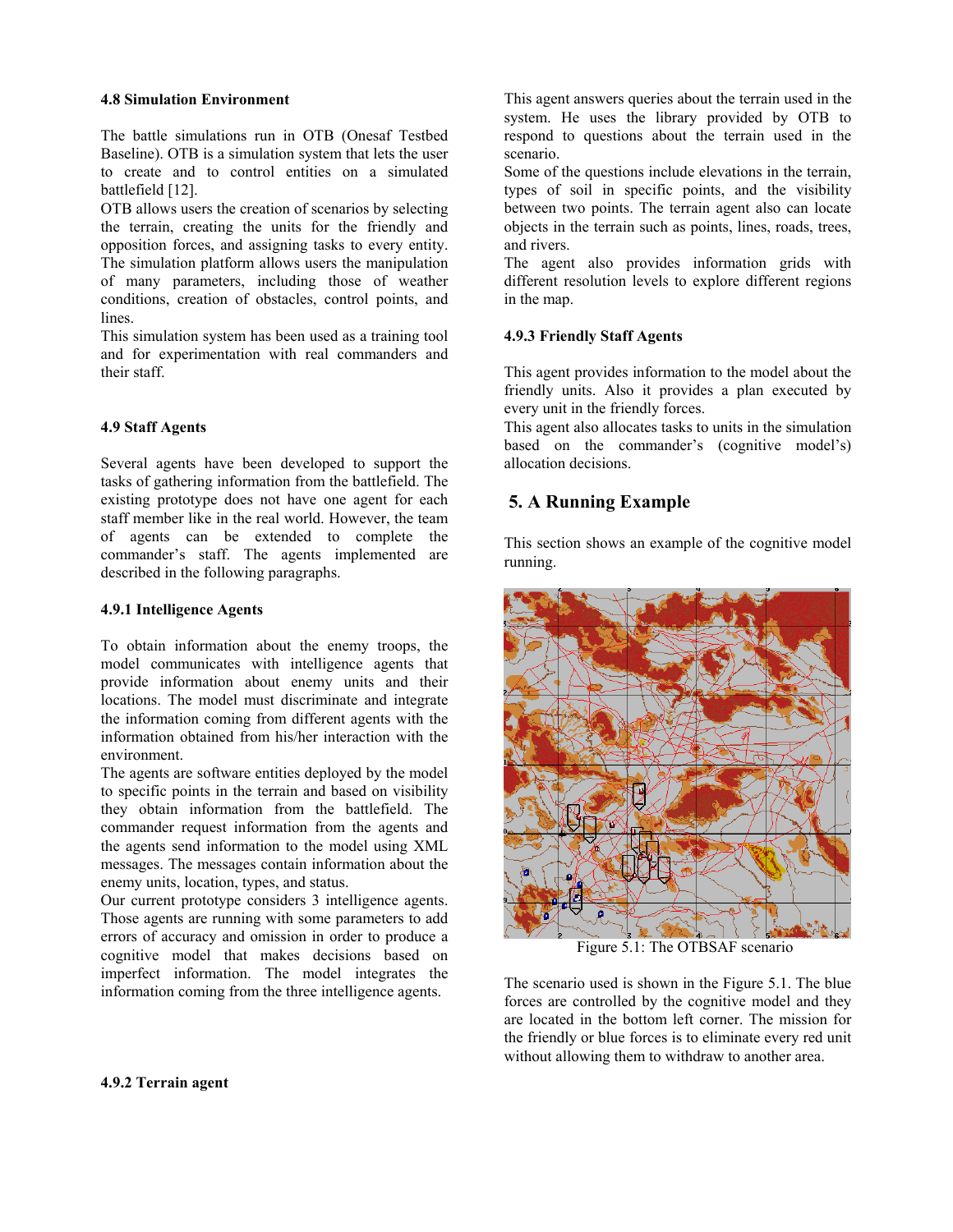#### 4.8 Simulation Environment

The battle simulations run in OTB (Onesaf Testbed Baseline). OTB is a simulation system that lets the user to create and to control entities on a simulated battlefield [12].

OTB allows users the creation of scenarios by selecting the terrain, creating the units for the friendly and opposition forces, and assigning tasks to every entity. The simulation platform allows users the manipulation of many parameters, including those of weather conditions, creation of obstacles, control points, and lines.

This simulation system has been used as a training tool and for experimentation with real commanders and their staff.

#### 4.9 Staff Agents

Several agents have been developed to support the tasks of gathering information from the battlefield. The existing prototype does not have one agent for each staff member like in the real world. However, the team of agents can be extended to complete the commander's staff. The agents implemented are described in the following paragraphs.

#### 4.9.1 Intelligence Agents

To obtain information about the enemy troops, the model communicates with intelligence agents that provide information about enemy units and their locations. The model must discriminate and integrate the information coming from different agents with the information obtained from his/her interaction with the environment.

The agents are software entities deployed by the model to specific points in the terrain and based on visibility they obtain information from the battlefield. The commander request information from the agents and the agents send information to the model using XML messages. The messages contain information about the enemy units, location, types, and status.

Our current prototype considers 3 intelligence agents. Those agents are running with some parameters to add errors of accuracy and omission in order to produce a cognitive model that makes decisions based on imperfect information. The model integrates the information coming from the three intelligence agents.

#### 4.9.2 Terrain agent

This agent answers queries about the terrain used in the system. He uses the library provided by OTB to respond to questions about the terrain used in the scenario.

Some of the questions include elevations in the terrain, types of soil in specific points, and the visibility between two points. The terrain agent also can locate objects in the terrain such as points, lines, roads, trees, and rivers.

The agent also provides information grids with different resolution levels to explore different regions in the map.

#### 4.9.3 Friendly Staff Agents

This agent provides information to the model about the friendly units. Also it provides a plan executed by every unit in the friendly forces.

This agent also allocates tasks to units in the simulation based on the commander's (cognitive model's) allocation decisions.

## 5. A Running Example

This section shows an example of the cognitive model running.

Figure 5.1: The OTBSAF scenario

The scenario used is shown in the Figure 5.1. The blue forces are controlled by the cognitive model and they are located in the bottom left corner. The mission for the friendly or blue forces is to eliminate every red unit without allowing them to withdraw to another area.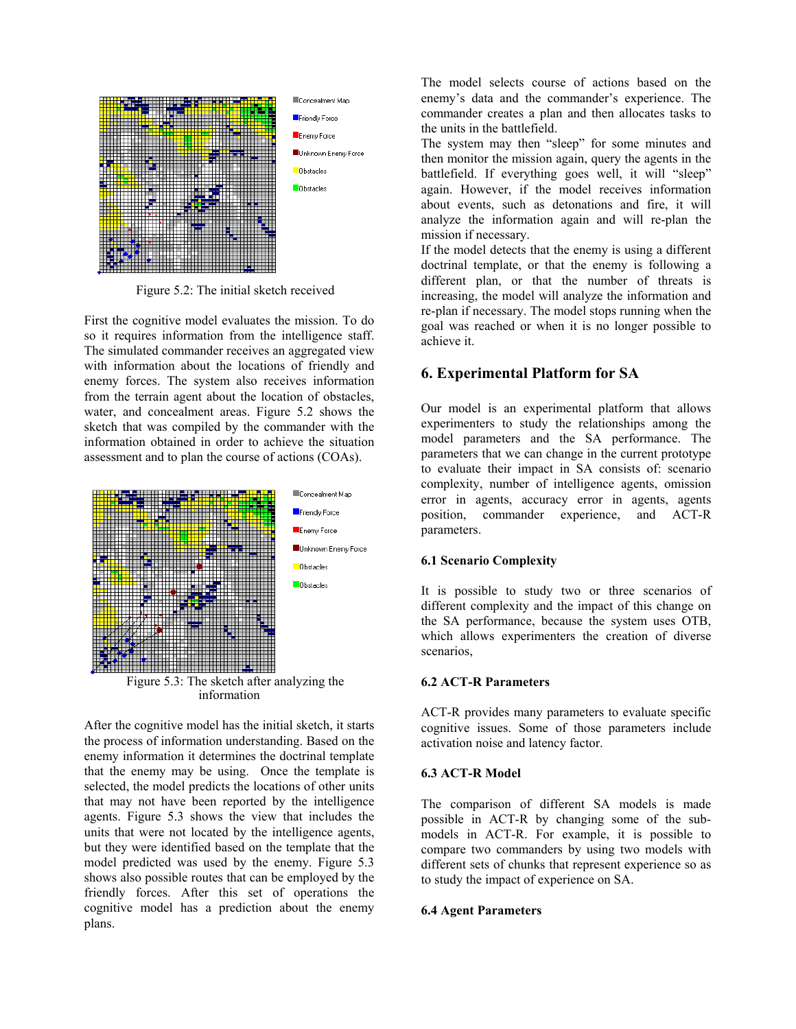Figure 5.2: The initial sketch received

First the cognitive model evaluates the mission. To do so it requires information from the intelligence staff. The simulated commander receives an aggregated view with information about the locations of friendly and enemy forces. The system also receives information from the terrain agent about the location of obstacles, water, and concealment areas. Figure 5.2 shows the sketch that was compiled by the commander with the information obtained in order to achieve the situation assessment and to plan the course of actions (COAs).

Figure 5.3: The sketch after analyzing the information

After the cognitive model has the initial sketch, it starts the process of information understanding. Based on the enemy information it determines the doctrinal template that the enemy may be using. Once the template is selected, the model predicts the locations of other units that may not have been reported by the intelligence agents. Figure 5.3 shows the view that includes the units that were not located by the intelligence agents, but they were identified based on the template that the model predicted was used by the enemy. Figure 5.3 shows also possible routes that can be employed by the friendly forces. After this set of operations the cognitive model has a prediction about the enemy plans.

The model selects course of actions based on the enemy's data and the commander's experience. The commander creates a plan and then allocates tasks to the units in the battlefield.

The system may then "sleep" for some minutes and then monitor the mission again, query the agents in the battlefield. If everything goes well, it will "sleep" again. However, if the model receives information about events, such as detonations and fire, it will analyze the information again and will re-plan the mission if necessary.

If the model detects that the enemy is using a different doctrinal template, or that the enemy is following a different plan, or that the number of threats is increasing, the model will analyze the information and re-plan if necessary. The model stops running when the goal was reached or when it is no longer possible to achieve it.

## 6. Experimental Platform for SA

Our model is an experimental platform that allows experimenters to study the relationships among the model parameters and the SA performance. The parameters that we can change in the current prototype to evaluate their impact in SA consists of: scenario complexity, number of intelligence agents, omission error in agents, accuracy error in agents, agents position, commander experience, and ACT-R parameters.

### 6.1 Scenario Complexity

It is possible to study two or three scenarios of different complexity and the impact of this change on the SA performance, because the system uses OTB, which allows experimenters the creation of diverse scenarios,

### 6.2 ACT-R Parameters

ACT-R provides many parameters to evaluate specific cognitive issues. Some of those parameters include activation noise and latency factor.

### 6.3 ACT-R Model

The comparison of different SA models is made possible in ACT-R by changing some of the sub-models in ACT-R. For example, it is possible to compare two commanders by using two models with different sets of chunks that represent experience so as to study the impact of experience on SA.

### 6.4 Agent Parameters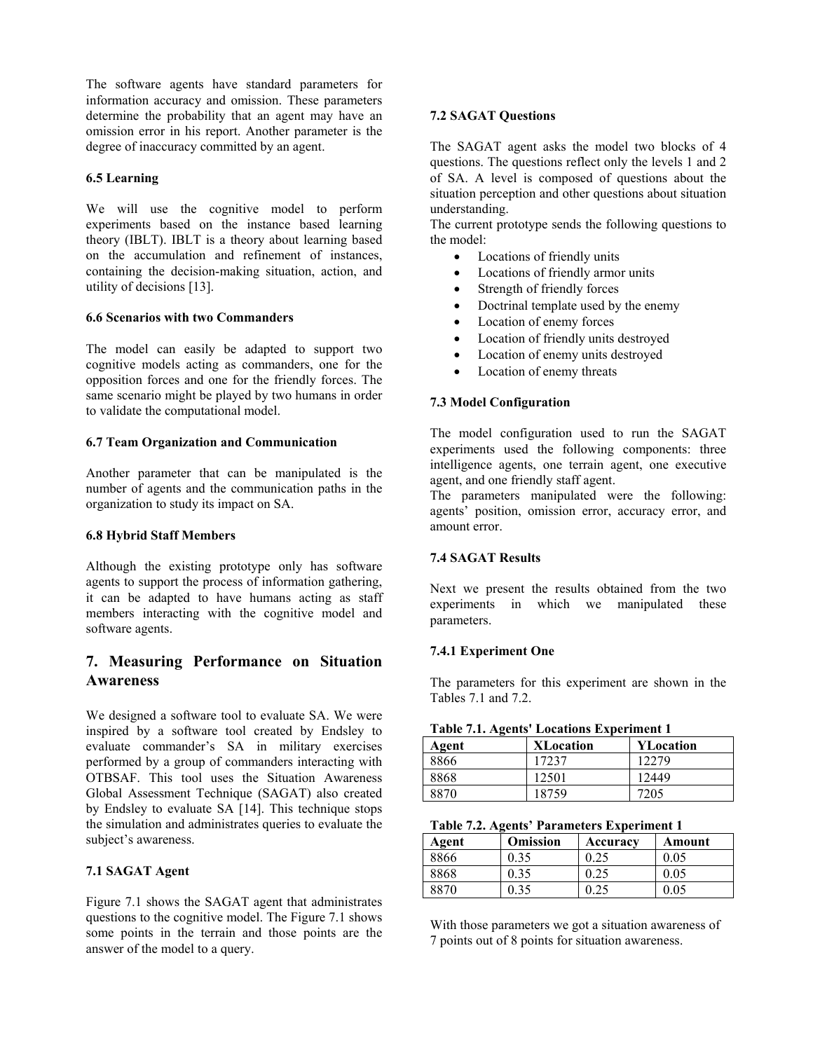The software agents have standard parameters for information accuracy and omission. These parameters determine the probability that an agent may have an omission error in his report. Another parameter is the degree of inaccuracy committed by an agent.

### 6.5 Learning

We will use the cognitive model to perform experiments based on the instance based learning theory (IBLT). IBLT is a theory about learning based on the accumulation and refinement of instances, containing the decision-making situation, action, and utility of decisions [13].

### 6.6 Scenarios with two Commanders

The model can easily be adapted to support two cognitive models acting as commanders, one for the opposition forces and one for the friendly forces. The same scenario might be played by two humans in order to validate the computational model.

### 6.7 Team Organization and Communication

Another parameter that can be manipulated is the number of agents and the communication paths in the organization to study its impact on SA.

### 6.8 Hybrid Staff Members

Although the existing prototype only has software agents to support the process of information gathering, it can be adapted to have humans acting as staff members interacting with the cognitive model and software agents.

## 7. Measuring Performance on Situation Awareness

We designed a software tool to evaluate SA. We were inspired by a software tool created by Endsley to evaluate commander's SA in military exercises performed by a group of commanders interacting with OTBSAF. This tool uses the Situation Awareness Global Assessment Technique (SAGAT) also created by Endsley to evaluate SA [14]. This technique stops the simulation and administrates queries to evaluate the subject's awareness.

### 7.1 SAGAT Agent

Figure 7.1 shows the SAGAT agent that administrates questions to the cognitive model. The Figure 7.1 shows some points in the terrain and those points are the answer of the model to a query.

### 7.2 SAGAT Questions

The SAGAT agent asks the model two blocks of 4 questions. The questions reflect only the levels 1 and 2 of SA. A level is composed of questions about the situation perception and other questions about situation understanding.
The current prototype sends the following questions to the model:

- Locations of friendly units
- Locations of friendly armor units
- Strength of friendly forces
- Doctrinal template used by the enemy
- Location of enemy forces
- Location of friendly units destroyed
- Location of enemy units destroyed
- Location of enemy threats

### 7.3 Model Configuration

The model configuration used to run the SAGAT experiments used the following components: three intelligence agents, one terrain agent, one executive agent, and one friendly staff agent.
The parameters manipulated were the following: agents' position, omission error, accuracy error, and amount error.

### 7.4 SAGAT Results

Next we present the results obtained from the two experiments in which we manipulated these parameters.

#### 7.4.1 Experiment One

The parameters for this experiment are shown in the Tables 7.1 and 7.2.

**Table 7.1. Agents' Locations Experiment 1**

| Agent | XLocation | YLocation |
|---|---|---|
| 8866 | 17237 | 12279 |
| 8868 | 12501 | 12449 |
| 8870 | 18759 | 7205 |

**Table 7.2. Agents' Parameters Experiment 1**

| Agent | Omission | Accuracy | Amount |
|---|---|---|---|
| 8866 | 0.35 | 0.25 | 0.05 |
| 8868 | 0.35 | 0.25 | 0.05 |
| 8870 | 0.35 | 0.25 | 0.05 |

With those parameters we got a situation awareness of 7 points out of 8 points for situation awareness.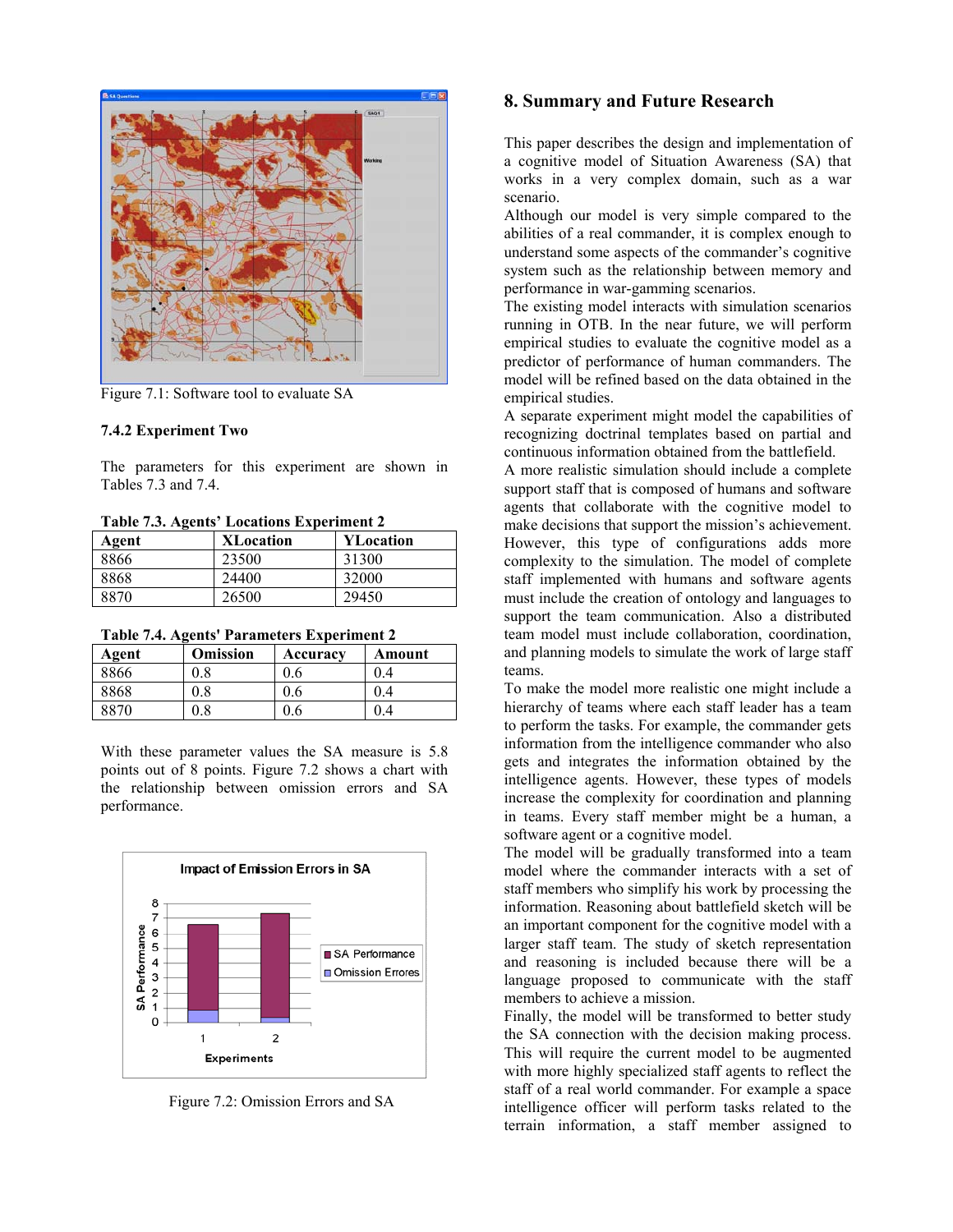Figure 7.1: Software tool to evaluate SA

### 7.4.2 Experiment Two

The parameters for this experiment are shown in Tables 7.3 and 7.4.

**Table 7.3. Agents' Locations Experiment 2**

| Agent | XLocation | YLocation |
|---|---|---|
| 8866 | 23500 | 31300 |
| 8868 | 24400 | 32000 |
| 8870 | 26500 | 29450 |

**Table 7.4. Agents' Parameters Experiment 2**

| Agent | Omission | Accuracy | Amount |
|---|---|---|---|
| 8866 | 0.8 | 0.6 | 0.4 |
| 8868 | 0.8 | 0.6 | 0.4 |
| 8870 | 0.8 | 0.6 | 0.4 |

With these parameter values the SA measure is 5.8 points out of 8 points. Figure 7.2 shows a chart with the relationship between omission errors and SA performance.

Figure 7.2: Omission Errors and SA

## 8. Summary and Future Research

This paper describes the design and implementation of a cognitive model of Situation Awareness (SA) that works in a very complex domain, such as a war scenario.

Although our model is very simple compared to the abilities of a real commander, it is complex enough to understand some aspects of the commander's cognitive system such as the relationship between memory and performance in war-gamming scenarios.

The existing model interacts with simulation scenarios running in OTB. In the near future, we will perform empirical studies to evaluate the cognitive model as a predictor of performance of human commanders. The model will be refined based on the data obtained in the empirical studies.

A separate experiment might model the capabilities of recognizing doctrinal templates based on partial and continuous information obtained from the battlefield.

A more realistic simulation should include a complete support staff that is composed of humans and software agents that collaborate with the cognitive model to make decisions that support the mission's achievement. However, this type of configurations adds more complexity to the simulation. The model of complete staff implemented with humans and software agents must include the creation of ontology and languages to support the team communication. Also a distributed team model must include collaboration, coordination, and planning models to simulate the work of large staff teams.

To make the model more realistic one might include a hierarchy of teams where each staff leader has a team to perform the tasks. For example, the commander gets information from the intelligence commander who also gets and integrates the information obtained by the intelligence agents. However, these types of models increase the complexity for coordination and planning in teams. Every staff member might be a human, a software agent or a cognitive model.

The model will be gradually transformed into a team model where the commander interacts with a set of staff members who simplify his work by processing the information. Reasoning about battlefield sketch will be an important component for the cognitive model with a larger staff team. The study of sketch representation and reasoning is included because there will be a language proposed to communicate with the staff members to achieve a mission.

Finally, the model will be transformed to better study the SA connection with the decision making process. This will require the current model to be augmented with more highly specialized staff agents to reflect the staff of a real world commander. For example a space intelligence officer will perform tasks related to the terrain information, a staff member assigned to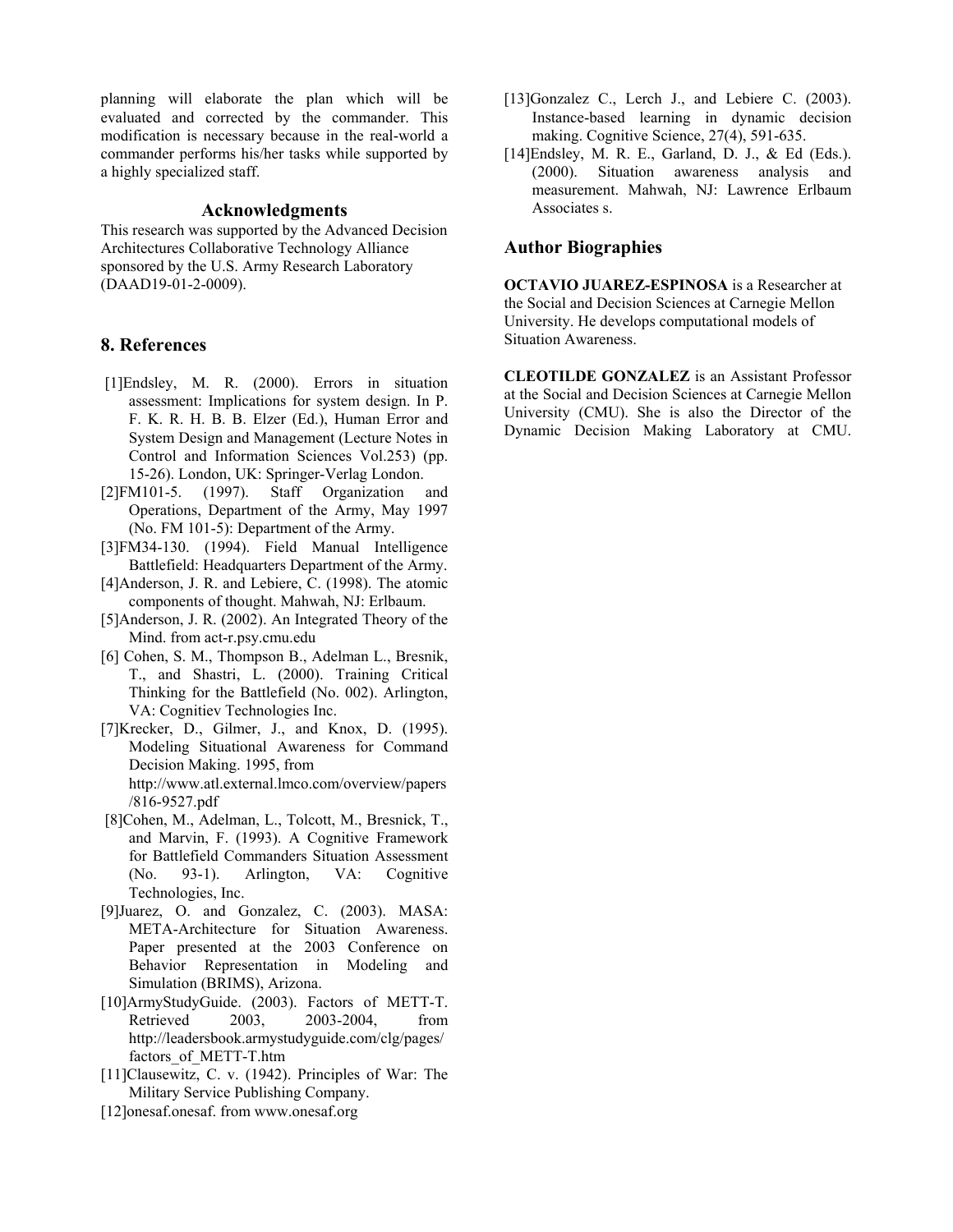planning will elaborate the plan which will be evaluated and corrected by the commander. This modification is necessary because in the real-world a commander performs his/her tasks while supported by a highly specialized staff.

### Acknowledgments

This research was supported by the Advanced Decision Architectures Collaborative Technology Alliance sponsored by the U.S. Army Research Laboratory (DAAD19-01-2-0009).

## 8. References

[1]Endsley, M. R. (2000). Errors in situation assessment: Implications for system design. In P. F. K. R. H. B. B. Elzer (Ed.), Human Error and System Design and Management (Lecture Notes in Control and Information Sciences Vol.253) (pp. 15-26). London, UK: Springer-Verlag London.

[2]FM101-5. (1997). Staff Organization and Operations, Department of the Army, May 1997 (No. FM 101-5): Department of the Army.

[3]FM34-130. (1994). Field Manual Intelligence Battlefield: Headquarters Department of the Army.

[4]Anderson, J. R. and Lebiere, C. (1998). The atomic components of thought. Mahwah, NJ: Erlbaum.

[5]Anderson, J. R. (2002). An Integrated Theory of the Mind. from act-r.psy.cmu.edu

[6] Cohen, S. M., Thompson B., Adelman L., Bresnik, T., and Shastri, L. (2000). Training Critical Thinking for the Battlefield (No. 002). Arlington, VA: Cognitiev Technologies Inc.

[7]Krecker, D., Gilmer, J., and Knox, D. (1995). Modeling Situational Awareness for Command Decision Making. 1995, from http://www.atl.external.lmco.com/overview/papers/816-9527.pdf

[8]Cohen, M., Adelman, L., Tolcott, M., Bresnick, T., and Marvin, F. (1993). A Cognitive Framework for Battlefield Commanders Situation Assessment (No. 93-1). Arlington, VA: Cognitive Technologies, Inc.

[9]Juarez, O. and Gonzalez, C. (2003). MASA: META-Architecture for Situation Awareness. Paper presented at the 2003 Conference on Behavior Representation in Modeling and Simulation (BRIMS), Arizona.

[10]ArmyStudyGuide. (2003). Factors of METT-T. Retrieved 2003, 2003-2004, from http://leadersbook.armystudyguide.com/clg/pages/factors_of_METT-T.htm

[11]Clausewitz, C. v. (1942). Principles of War: The Military Service Publishing Company.

[12]onesaf.onesaf. from www.onesaf.org

[13]Gonzalez C., Lerch J., and Lebiere C. (2003). Instance-based learning in dynamic decision making. Cognitive Science, 27(4), 591-635.

[14]Endsley, M. R. E., Garland, D. J., & Ed (Eds.). (2000). Situation awareness analysis and measurement. Mahwah, NJ: Lawrence Erlbaum Associates s.

## Author Biographies

**OCTAVIO JUAREZ-ESPINOSA** is a Researcher at the Social and Decision Sciences at Carnegie Mellon University. He develops computational models of Situation Awareness.

**CLEOTILDE GONZALEZ** is an Assistant Professor at the Social and Decision Sciences at Carnegie Mellon University (CMU). She is also the Director of the Dynamic Decision Making Laboratory at CMU.